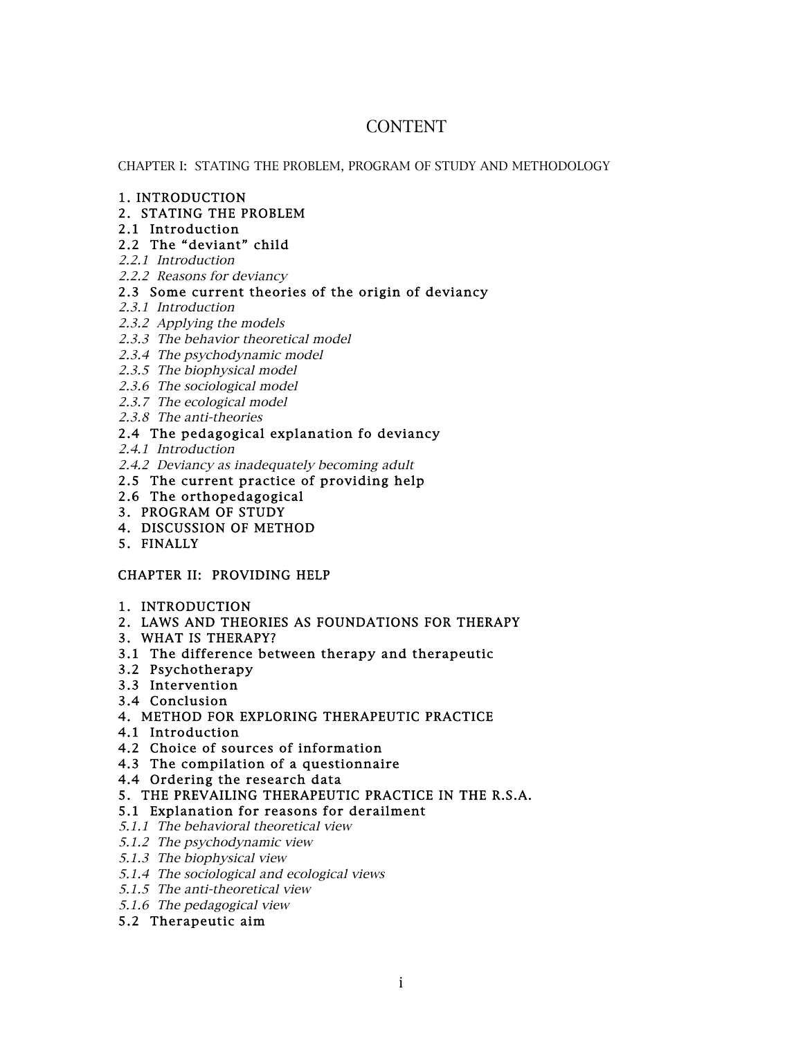# CONTENT

CHAPTER I: STATING THE PROBLEM, PROGRAM OF STUDY AND METHODOLOGY

**1. INTRODUCTION**
**2. STATING THE PROBLEM**
**2.1 Introduction**
**2.2 The "deviant" child**
*2.2.1 Introduction*
*2.2.2 Reasons for deviancy*
**2.3 Some current theories of the origin of deviancy**
*2.3.1 Introduction*
*2.3.2 Applying the models*
*2.3.3 The behavior theoretical model*
*2.3.4 The psychodynamic model*
*2.3.5 The biophysical model*
*2.3.6 The sociological model*
*2.3.7 The ecological model*
*2.3.8 The anti-theories*
**2.4 The pedagogical explanation fo deviancy**
*2.4.1 Introduction*
*2.4.2 Deviancy as inadequately becoming adult*
**2.5 The current practice of providing help**
**2.6 The orthopedagogical**
**3. PROGRAM OF STUDY**
**4. DISCUSSION OF METHOD**
**5. FINALLY**

CHAPTER II: PROVIDING HELP

**1. INTRODUCTION**
**2. LAWS AND THEORIES AS FOUNDATIONS FOR THERAPY**
**3. WHAT IS THERAPY?**
**3.1 The difference between therapy and therapeutic**
**3.2 Psychotherapy**
**3.3 Intervention**
**3.4 Conclusion**
**4. METHOD FOR EXPLORING THERAPEUTIC PRACTICE**
**4.1 Introduction**
**4.2 Choice of sources of information**
**4.3 The compilation of a questionnaire**
**4.4 Ordering the research data**
**5. THE PREVAILING THERAPEUTIC PRACTICE IN THE R.S.A.**
**5.1 Explanation for reasons for derailment**
*5.1.1 The behavioral theoretical view*
*5.1.2 The psychodynamic view*
*5.1.3 The biophysical view*
*5.1.4 The sociological and ecological views*
*5.1.5 The anti-theoretical view*
*5.1.6 The pedagogical view*
**5.2 Therapeutic aim**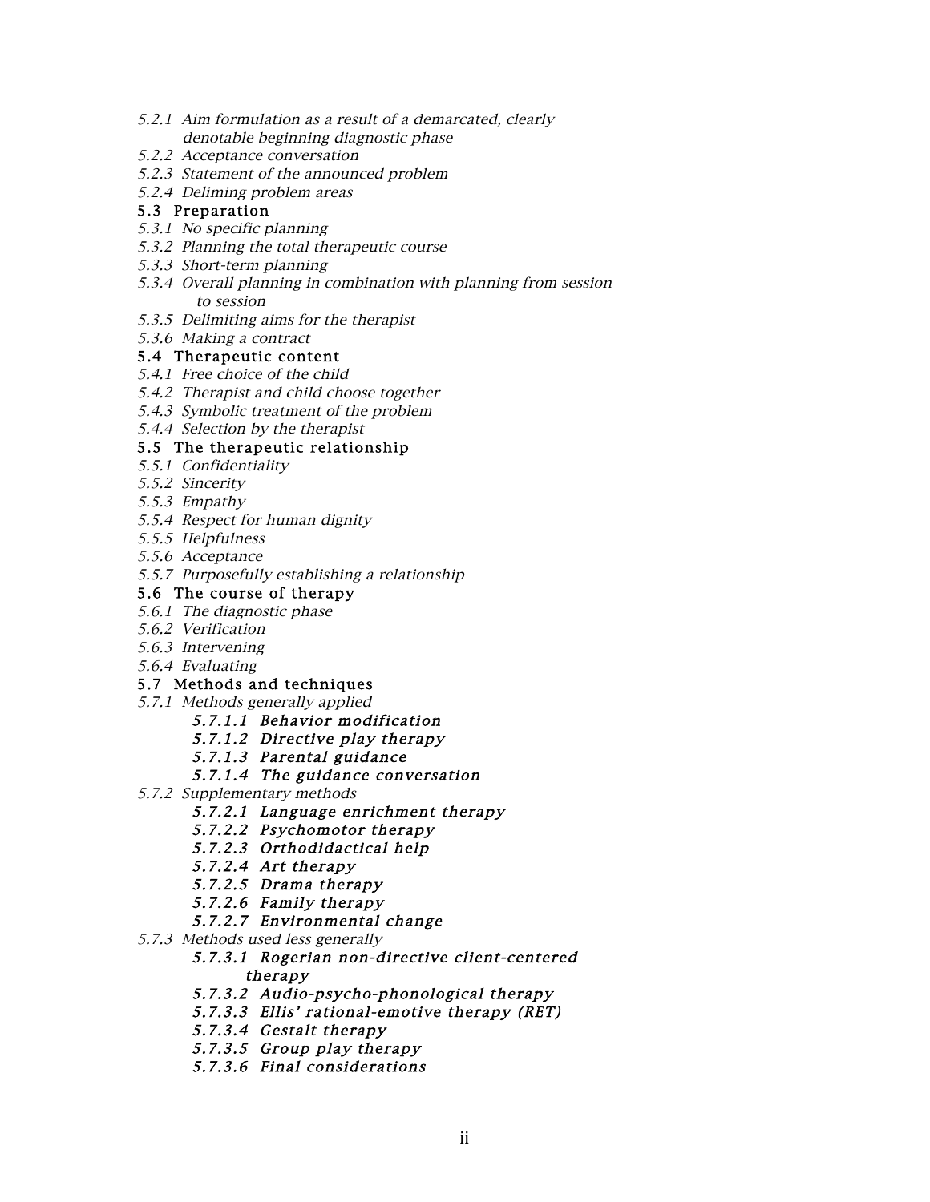*5.2.1 Aim formulation as a result of a demarcated, clearly denotable beginning diagnostic phase*
*5.2.2 Acceptance conversation*
*5.2.3 Statement of the announced problem*
*5.2.4 Deliming problem areas*

**5.3 Preparation**

*5.3.1 No specific planning*
*5.3.2 Planning the total therapeutic course*
*5.3.3 Short-term planning*
*5.3.4 Overall planning in combination with planning from session to session*
*5.3.5 Delimiting aims for the therapist*
*5.3.6 Making a contract*

**5.4 Therapeutic content**

*5.4.1 Free choice of the child*
*5.4.2 Therapist and child choose together*
*5.4.3 Symbolic treatment of the problem*
*5.4.4 Selection by the therapist*

**5.5 The therapeutic relationship**

*5.5.1 Confidentiality*
*5.5.2 Sincerity*
*5.5.3 Empathy*
*5.5.4 Respect for human dignity*
*5.5.5 Helpfulness*
*5.5.6 Acceptance*
*5.5.7 Purposefully establishing a relationship*

**5.6 The course of therapy**

*5.6.1 The diagnostic phase*
*5.6.2 Verification*
*5.6.3 Intervening*
*5.6.4 Evaluating*

**5.7 Methods and techniques**

*5.7.1 Methods generally applied*
- ***5.7.1.1 Behavior modification***
- ***5.7.1.2 Directive play therapy***
- ***5.7.1.3 Parental guidance***
- ***5.7.1.4 The guidance conversation***

*5.7.2 Supplementary methods*
- ***5.7.2.1 Language enrichment therapy***
- ***5.7.2.2 Psychomotor therapy***
- ***5.7.2.3 Orthodidactical help***
- ***5.7.2.4 Art therapy***
- ***5.7.2.5 Drama therapy***
- ***5.7.2.6 Family therapy***
- ***5.7.2.7 Environmental change***

*5.7.3 Methods used less generally*
- ***5.7.3.1 Rogerian non-directive client-centered therapy***
- ***5.7.3.2 Audio-psycho-phonological therapy***
- ***5.7.3.3 Ellis' rational-emotive therapy (RET)***
- ***5.7.3.4 Gestalt therapy***
- ***5.7.3.5 Group play therapy***
- ***5.7.3.6 Final considerations***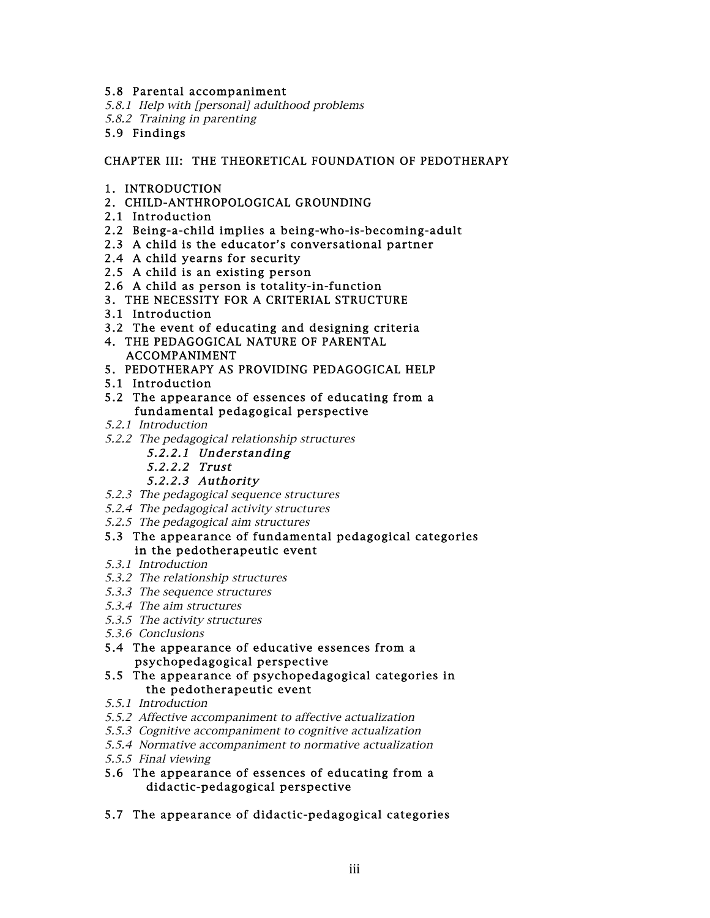5.8 Parental accompaniment

*5.8.1 Help with [personal] adulthood problems*

*5.8.2 Training in parenting*

5.9 Findings

CHAPTER III: THE THEORETICAL FOUNDATION OF PEDOTHERAPY

1. INTRODUCTION

2. CHILD-ANTHROPOLOGICAL GROUNDING

2.1 Introduction

2.2 Being-a-child implies a being-who-is-becoming-adult

2.3 A child is the educator's conversational partner

2.4 A child yearns for security

2.5 A child is an existing person

2.6 A child as person is totality-in-function

3. THE NECESSITY FOR A CRITERIAL STRUCTURE

3.1 Introduction

3.2 The event of educating and designing criteria

4. THE PEDAGOGICAL NATURE OF PARENTAL ACCOMPANIMENT

5. PEDOTHERAPY AS PROVIDING PEDAGOGICAL HELP

5.1 Introduction

5.2 The appearance of essences of educating from a fundamental pedagogical perspective

*5.2.1 Introduction*

*5.2.2 The pedagogical relationship structures*

*5.2.2.1 Understanding*

*5.2.2.2 Trust*

*5.2.2.3 Authority*

*5.2.3 The pedagogical sequence structures*

*5.2.4 The pedagogical activity structures*

*5.2.5 The pedagogical aim structures*

5.3 The appearance of fundamental pedagogical categories in the pedotherapeutic event

*5.3.1 Introduction*

*5.3.2 The relationship structures*

*5.3.3 The sequence structures*

*5.3.4 The aim structures*

*5.3.5 The activity structures*

*5.3.6 Conclusions*

5.4 The appearance of educative essences from a psychopedagogical perspective

5.5 The appearance of psychopedagogical categories in the pedotherapeutic event

*5.5.1 Introduction*

*5.5.2 Affective accompaniment to affective actualization*

*5.5.3 Cognitive accompaniment to cognitive actualization*

*5.5.4 Normative accompaniment to normative actualization*

*5.5.5 Final viewing*

5.6 The appearance of essences of educating from a didactic-pedagogical perspective

5.7 The appearance of didactic-pedagogical categories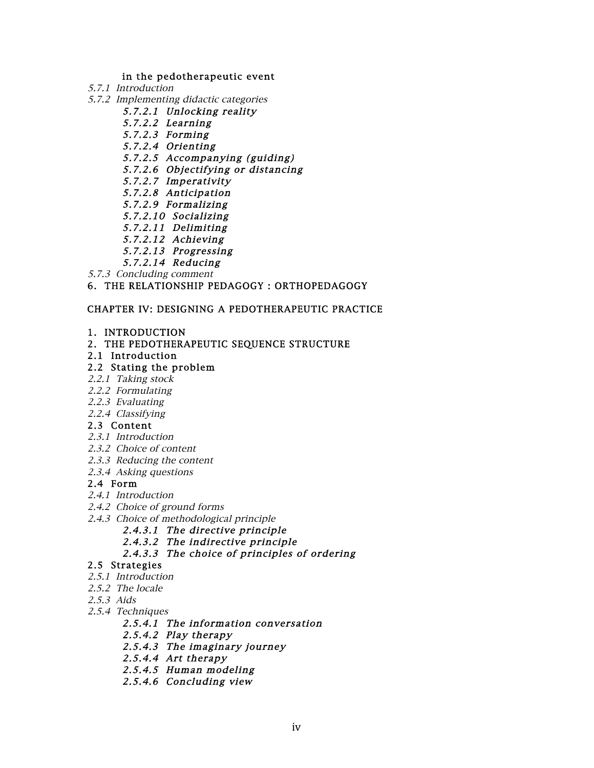in the pedotherapeutic event

*5.7.1 Introduction*

*5.7.2 Implementing didactic categories*

- *5.7.2.1 Unlocking reality*
- *5.7.2.2 Learning*
- *5.7.2.3 Forming*
- *5.7.2.4 Orienting*
- *5.7.2.5 Accompanying (guiding)*
- *5.7.2.6 Objectifying or distancing*
- *5.7.2.7 Imperativity*
- *5.7.2.8 Anticipation*
- *5.7.2.9 Formalizing*
- *5.7.2.10 Socializing*
- *5.7.2.11 Delimiting*
- *5.7.2.12 Achieving*
- *5.7.2.13 Progressing*
- *5.7.2.14 Reducing*

*5.7.3 Concluding comment*

6. THE RELATIONSHIP PEDAGOGY : ORTHOPEDAGOGY

CHAPTER IV: DESIGNING A PEDOTHERAPEUTIC PRACTICE

1. INTRODUCTION
2. THE PEDOTHERAPEUTIC SEQUENCE STRUCTURE

2.1 Introduction

2.2 Stating the problem

*2.2.1 Taking stock*

*2.2.2 Formulating*

*2.2.3 Evaluating*

*2.2.4 Classifying*

2.3 Content

*2.3.1 Introduction*

*2.3.2 Choice of content*

*2.3.3 Reducing the content*

*2.3.4 Asking questions*

2.4 Form

*2.4.1 Introduction*

*2.4.2 Choice of ground forms*

*2.4.3 Choice of methodological principle*

- *2.4.3.1 The directive principle*
- *2.4.3.2 The indirective principle*
- *2.4.3.3 The choice of principles of ordering*

2.5 Strategies

*2.5.1 Introduction*

*2.5.2 The locale*

*2.5.3 Aids*

*2.5.4 Techniques*

- *2.5.4.1 The information conversation*
- *2.5.4.2 Play therapy*
- *2.5.4.3 The imaginary journey*
- *2.5.4.4 Art therapy*
- *2.5.4.5 Human modeling*
- *2.5.4.6 Concluding view*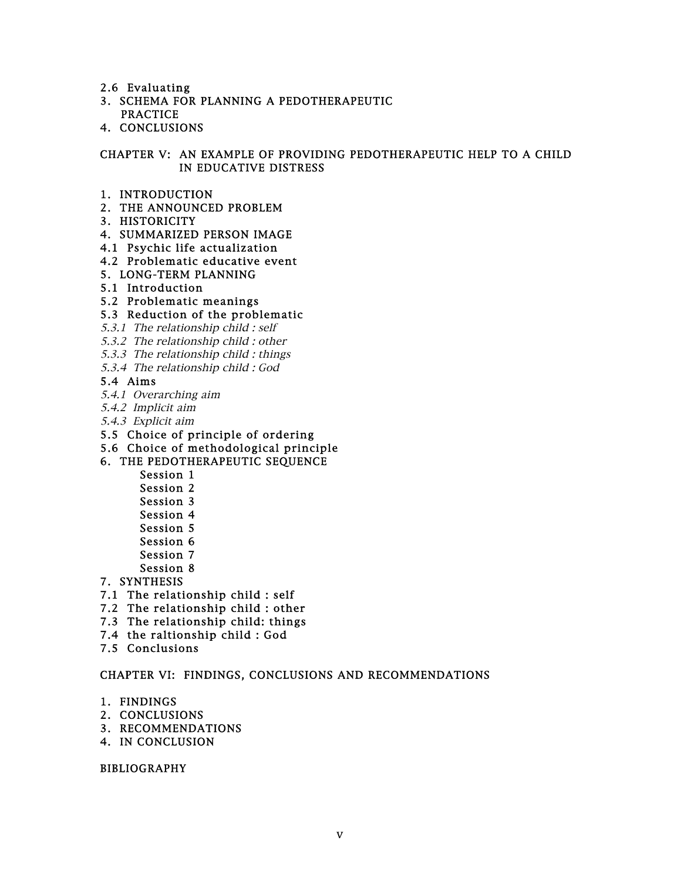2.6 Evaluating
3. SCHEMA FOR PLANNING A PEDOTHERAPEUTIC PRACTICE
4. CONCLUSIONS

CHAPTER V: AN EXAMPLE OF PROVIDING PEDOTHERAPEUTIC HELP TO A CHILD IN EDUCATIVE DISTRESS

1. INTRODUCTION
2. THE ANNOUNCED PROBLEM
3. HISTORICITY
4. SUMMARIZED PERSON IMAGE
4.1 Psychic life actualization
4.2 Problematic educative event
5. LONG-TERM PLANNING
5.1 Introduction
5.2 Problematic meanings
5.3 Reduction of the problematic
*5.3.1 The relationship child : self*
*5.3.2 The relationship child : other*
*5.3.3 The relationship child : things*
*5.3.4 The relationship child : God*
5.4 Aims
*5.4.1 Overarching aim*
*5.4.2 Implicit aim*
*5.4.3 Explicit aim*
5.5 Choice of principle of ordering
5.6 Choice of methodological principle
6. THE PEDOTHERAPEUTIC SEQUENCE
   Session 1
   Session 2
   Session 3
   Session 4
   Session 5
   Session 6
   Session 7
   Session 8
7. SYNTHESIS
7.1 The relationship child : self
7.2 The relationship child : other
7.3 The relationship child: things
7.4 the raltionship child : God
7.5 Conclusions

CHAPTER VI: FINDINGS, CONCLUSIONS AND RECOMMENDATIONS

1. FINDINGS
2. CONCLUSIONS
3. RECOMMENDATIONS
4. IN CONCLUSION

BIBLIOGRAPHY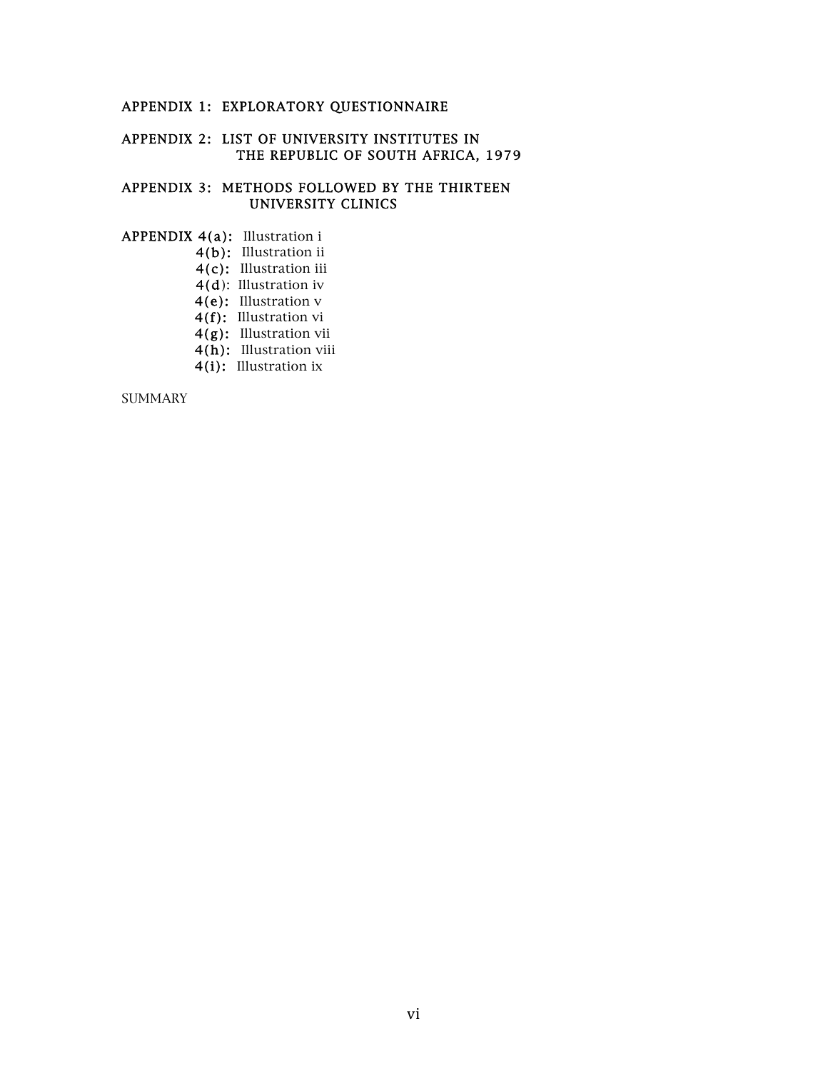APPENDIX 1: EXPLORATORY QUESTIONNAIRE

APPENDIX 2: LIST OF UNIVERSITY INSTITUTES IN THE REPUBLIC OF SOUTH AFRICA, 1979

APPENDIX 3: METHODS FOLLOWED BY THE THIRTEEN UNIVERSITY CLINICS

APPENDIX 4(a): Illustration i
4(b): Illustration ii
4(c): Illustration iii
4(d): Illustration iv
4(e): Illustration v
4(f): Illustration vi
4(g): Illustration vii
4(h): Illustration viii
4(i): Illustration ix

SUMMARY